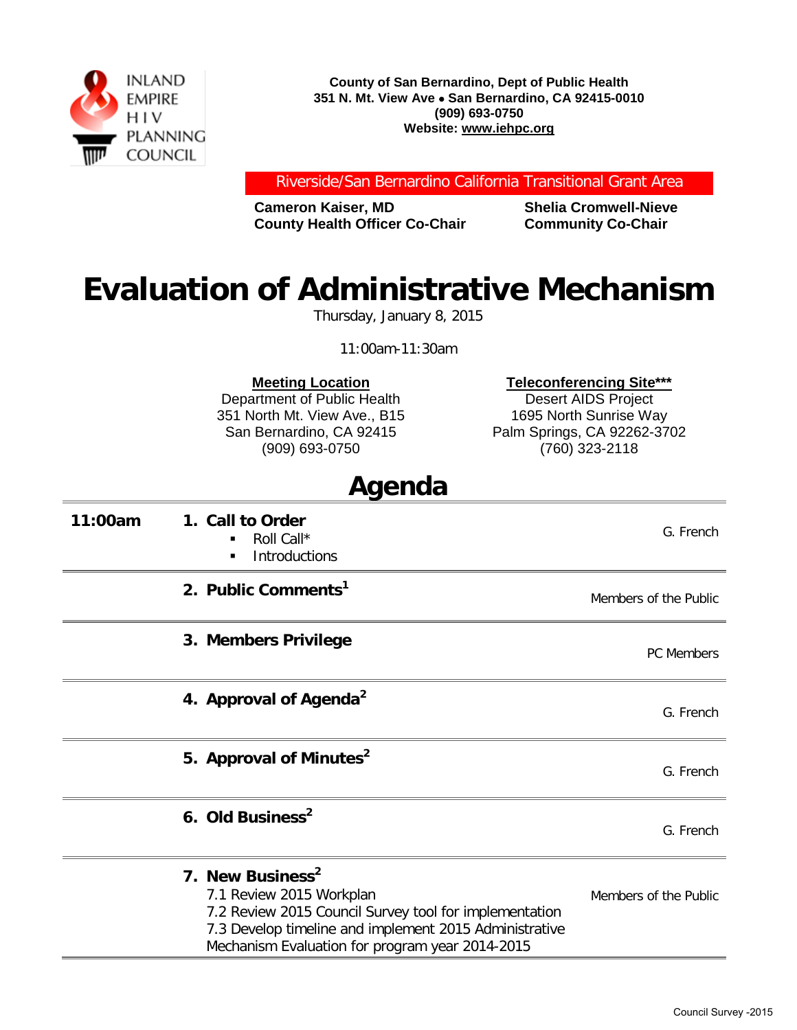INLAND EMPIRE HIV PLANNING COUNCIL

**County of San Bernardino, Dept of Public Health**
**351 N. Mt. View Ave • San Bernardino, CA 92415-0010**
**(909) 693-0750**
**Website: www.iehpc.org**

Riverside/San Bernardino California Transitional Grant Area

| **Cameron Kaiser, MD**<br>**County Health Officer Co-Chair** | **Shelia Cromwell-Nieve**<br>**Community Co-Chair** |
|---|---|

# Evaluation of Administrative Mechanism

Thursday, January 8, 2015

11:00am-11:30am

| **Meeting Location** | **Teleconferencing Site*** |
|---|---|
| Department of Public Health | Desert AIDS Project |
| 351 North Mt. View Ave., B15 | 1695 North Sunrise Way |
| San Bernardino, CA 92415 | Palm Springs, CA 92262-3702 |
| (909) 693-0750 | (760) 323-2118 |

# Agenda

| Time | Item | Presenter |
|---|---|---|
| **11:00am** | **1. Call to Order**<br>▪ Roll Call*<br>▪ Introductions | G. French |
| | **2. Public Comments[1]** | Members of the Public |
| | **3. Members Privilege** | PC Members |
| | **4. Approval of Agenda[2]** | G. French |
| | **5. Approval of Minutes[2]** | G. French |
| | **6. Old Business[2]** | G. French |
| | **7. New Business[2]**<br>7.1 Review 2015 Workplan<br>7.2 Review 2015 Council Survey tool for implementation<br>7.3 Develop timeline and implement 2015 Administrative Mechanism Evaluation for program year 2014-2015 | Members of the Public |

Council Survey -2015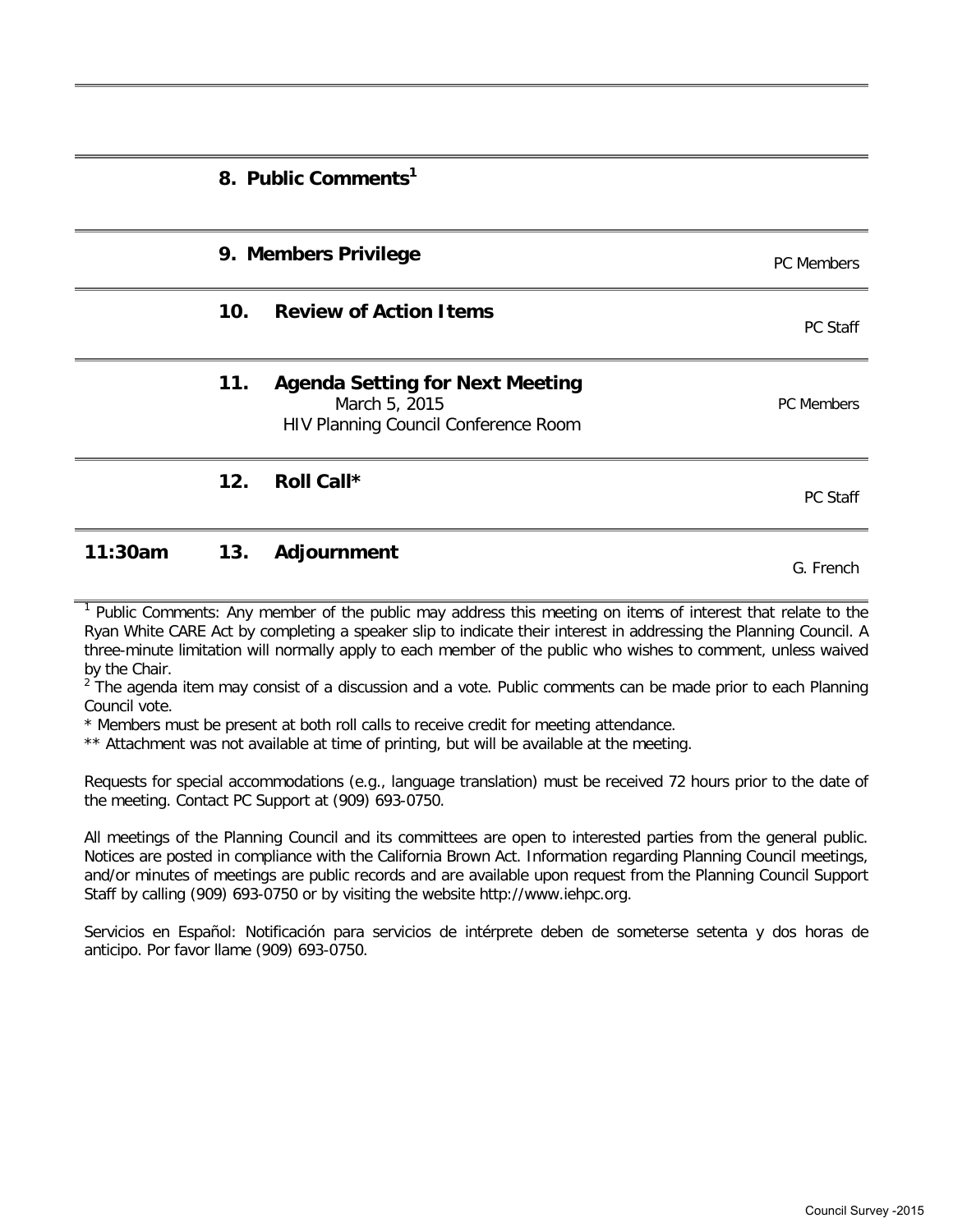| | | | |
|---|---|---|---|
| | **8. Public Comments[1]** | | |
| | **9. Members Privilege** | | PC Members |
| | **10.** | **Review of Action Items** | PC Staff |
| | **11.** | **Agenda Setting for Next Meeting**<br>March 5, 2015<br>HIV Planning Council Conference Room | PC Members |
| | **12.** | **Roll Call*** | PC Staff |
| **11:30am** | **13.** | **Adjournment** | G. French |

[1] Public Comments: Any member of the public may address this meeting on items of interest that relate to the Ryan White CARE Act by completing a speaker slip to indicate their interest in addressing the Planning Council. A three-minute limitation will normally apply to each member of the public who wishes to comment, unless waived by the Chair.

[2] The agenda item may consist of a discussion and a vote. Public comments can be made prior to each Planning Council vote.

* Members must be present at both roll calls to receive credit for meeting attendance.

** Attachment was not available at time of printing, but will be available at the meeting.

Requests for special accommodations (e.g., language translation) must be received 72 hours prior to the date of the meeting. Contact PC Support at (909) 693-0750.

All meetings of the Planning Council and its committees are open to interested parties from the general public. Notices are posted in compliance with the California Brown Act. Information regarding Planning Council meetings, and/or minutes of meetings are public records and are available upon request from the Planning Council Support Staff by calling (909) 693-0750 or by visiting the website http://www.iehpc.org.

Servicios en Español: Notificación para servicios de intérprete deben de someterse setenta y dos horas de anticipo. Por favor llame (909) 693-0750.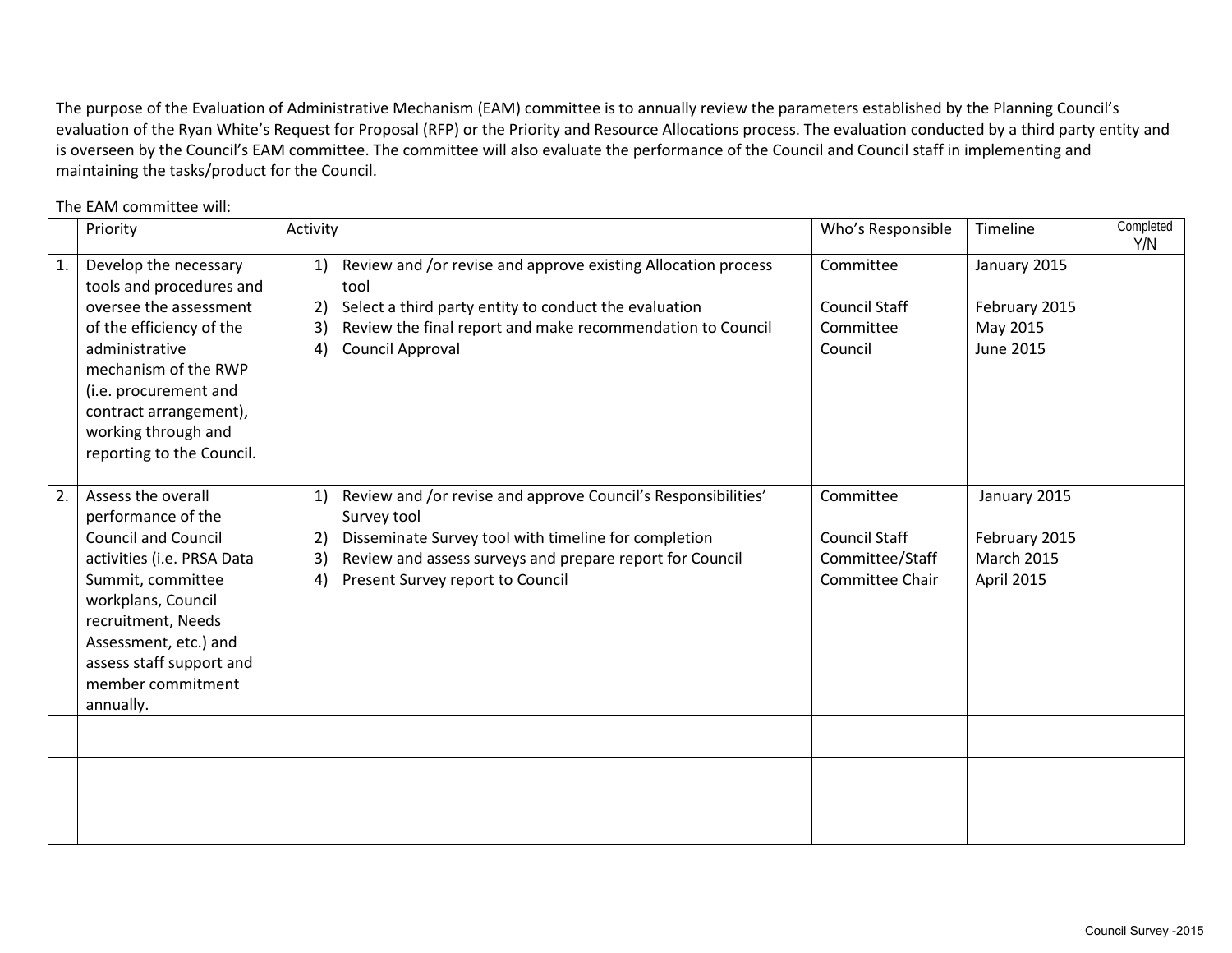The purpose of the Evaluation of Administrative Mechanism (EAM) committee is to annually review the parameters established by the Planning Council's evaluation of the Ryan White's Request for Proposal (RFP) or the Priority and Resource Allocations process. The evaluation conducted by a third party entity and is overseen by the Council's EAM committee. The committee will also evaluate the performance of the Council and Council staff in implementing and maintaining the tasks/product for the Council.

The EAM committee will:

| | Priority | Activity | Who's Responsible | Timeline | Completed Y/N |
|---|---|---|---|---|---|
| 1. | Develop the necessary tools and procedures and oversee the assessment of the efficiency of the administrative mechanism of the RWP (i.e. procurement and contract arrangement), working through and reporting to the Council. | 1) Review and /or revise and approve existing Allocation process tool<br>2) Select a third party entity to conduct the evaluation<br>3) Review the final report and make recommendation to Council<br>4) Council Approval | Committee<br><br>Council Staff<br>Committee<br>Council | January 2015<br><br>February 2015<br>May 2015<br>June 2015 | |
| 2. | Assess the overall performance of the Council and Council activities (i.e. PRSA Data Summit, committee workplans, Council recruitment, Needs Assessment, etc.) and assess staff support and member commitment annually. | 1) Review and /or revise and approve Council's Responsibilities' Survey tool<br>2) Disseminate Survey tool with timeline for completion<br>3) Review and assess surveys and prepare report for Council<br>4) Present Survey report to Council | Committee<br><br>Council Staff<br>Committee/Staff<br>Committee Chair | January 2015<br><br>February 2015<br>March 2015<br>April 2015 | |
| | | | | | |
| | | | | | |
| | | | | | |
| | | | | | |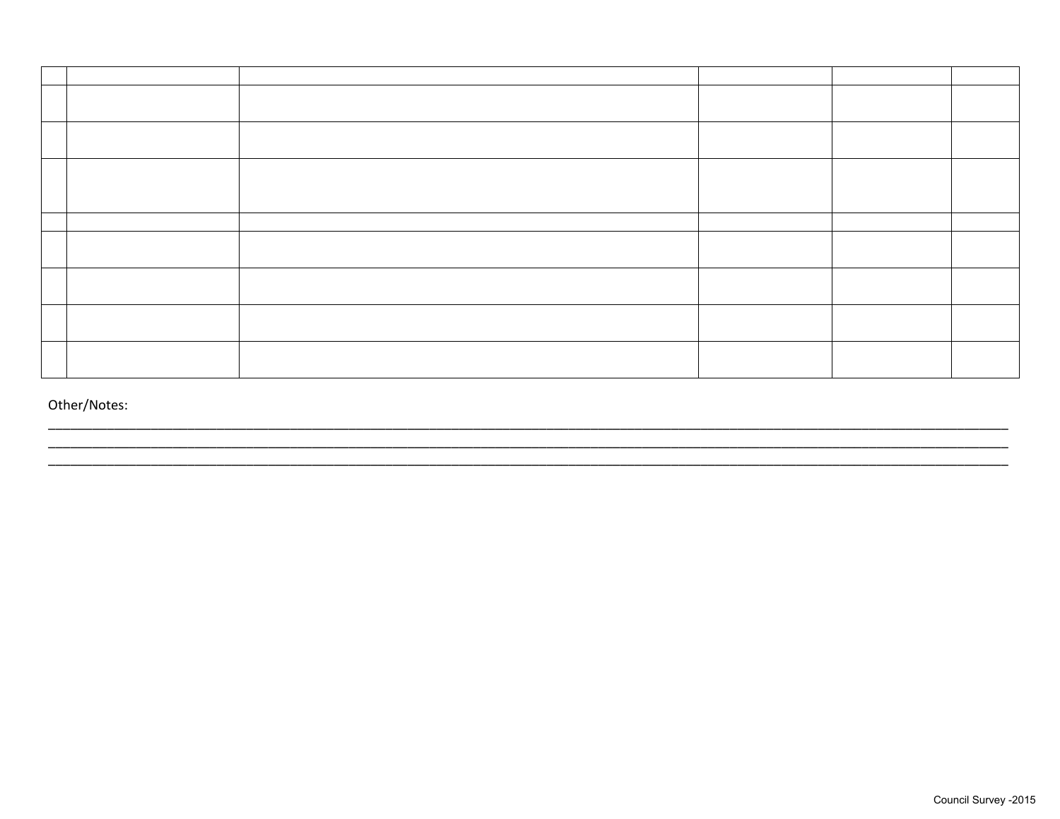| | | | | | |
|---|---|---|---|---|---|
| | | | | | |
| | | | | | |
| | | | | | |
| | | | | | |
| | | | | | |
| | | | | | |
| | | | | | |
| | | | | | |

Other/Notes:

\_\_\_\_\_\_\_\_\_\_\_\_\_\_\_\_\_\_\_\_\_\_\_\_\_\_\_\_\_\_\_\_\_\_\_\_\_\_\_\_\_\_\_\_\_\_\_\_\_\_\_\_\_\_\_\_\_\_\_\_\_\_\_\_\_\_\_\_\_\_\_\_\_\_\_\_\_\_\_\_

\_\_\_\_\_\_\_\_\_\_\_\_\_\_\_\_\_\_\_\_\_\_\_\_\_\_\_\_\_\_\_\_\_\_\_\_\_\_\_\_\_\_\_\_\_\_\_\_\_\_\_\_\_\_\_\_\_\_\_\_\_\_\_\_\_\_\_\_\_\_\_\_\_\_\_\_\_\_\_\_

\_\_\_\_\_\_\_\_\_\_\_\_\_\_\_\_\_\_\_\_\_\_\_\_\_\_\_\_\_\_\_\_\_\_\_\_\_\_\_\_\_\_\_\_\_\_\_\_\_\_\_\_\_\_\_\_\_\_\_\_\_\_\_\_\_\_\_\_\_\_\_\_\_\_\_\_\_\_\_\_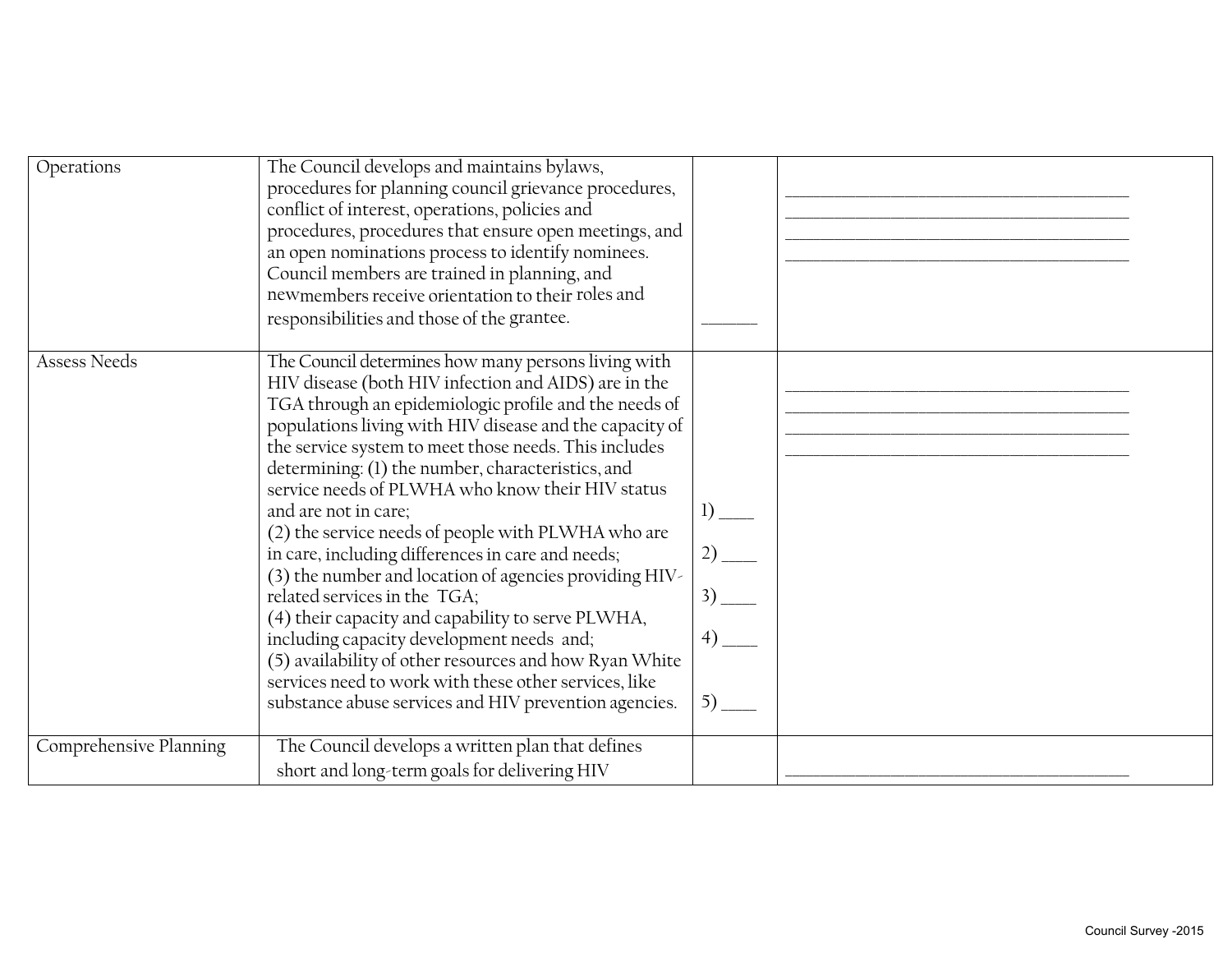| | | | |
|---|---|---|---|
| Operations | The Council develops and maintains bylaws, procedures for planning council grievance procedures, conflict of interest, operations, policies and procedures, procedures that ensure open meetings, and an open nominations process to identify nominees. Council members are trained in planning, and newmembers receive orientation to their roles and responsibilities and those of the grantee. | ______ | ________________________________________<br>________________________________________<br>________________________________________<br>________________________________________ |
| Assess Needs | The Council determines how many persons living with HIV disease (both HIV infection and AIDS) are in the TGA through an epidemiologic profile and the needs of populations living with HIV disease and the capacity of the service system to meet those needs. This includes determining: (1) the number, characteristics, and service needs of PLWHA who know their HIV status and are not in care;<br>(2) the service needs of people with PLWHA who are in care, including differences in care and needs;<br>(3) the number and location of agencies providing HIV-related services in the TGA;<br>(4) their capacity and capability to serve PLWHA, including capacity development needs and;<br>(5) availability of other resources and how Ryan White services need to work with these other services, like substance abuse services and HIV prevention agencies. | 1) ____<br>2) ____<br>3) ____<br>4) ____<br>5) ____ | ________________________________________<br>________________________________________<br>________________________________________<br>________________________________________ |
| Comprehensive Planning | The Council develops a written plan that defines short and long-term goals for delivering HIV | | ________________________________________ |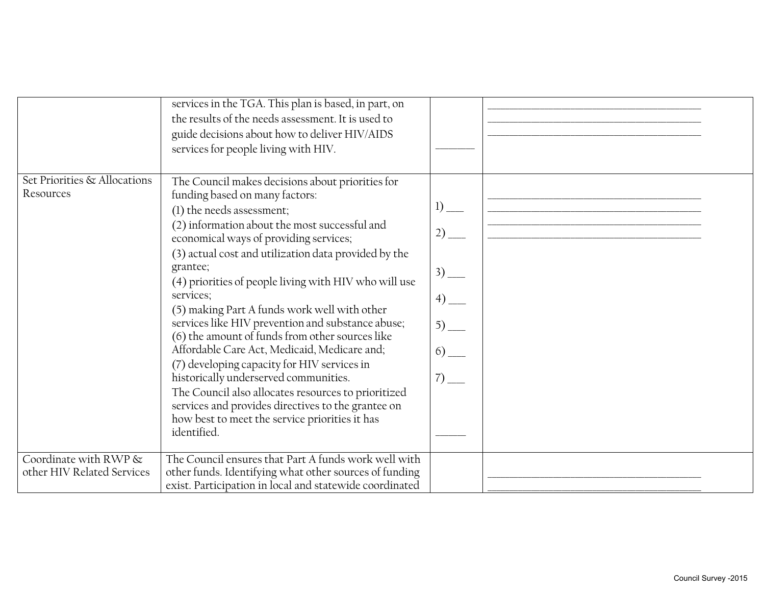| | | | |
|---|---|---|---|
| | services in the TGA. This plan is based, in part, on the results of the needs assessment. It is used to guide decisions about how to deliver HIV/AIDS services for people living with HIV. | _______ | ________________________________________ ________________________________________ ________________________________________ |
| Set Priorities & Allocations Resources | The Council makes decisions about priorities for funding based on many factors:<br>(1) the needs assessment;<br>(2) information about the most successful and economical ways of providing services;<br>(3) actual cost and utilization data provided by the grantee;<br>(4) priorities of people living with HIV who will use services;<br>(5) making Part A funds work well with other services like HIV prevention and substance abuse;<br>(6) the amount of funds from other sources like Affordable Care Act, Medicaid, Medicare and;<br>(7) developing capacity for HIV services in historically underserved communities.<br>The Council also allocates resources to prioritized services and provides directives to the grantee on how best to meet the service priorities it has identified. | 1) ___<br>2) ___<br>3) ___<br>4) ___<br>5) ___<br>6) ___<br>7) ___<br>_____ | ________________________________________ ________________________________________ ________________________________________ ________________________________________ |
| Coordinate with RWP & other HIV Related Services | The Council ensures that Part A funds work well with other funds. Identifying what other sources of funding exist. Participation in local and statewide coordinated | | ________________________________________ ________________________________________ |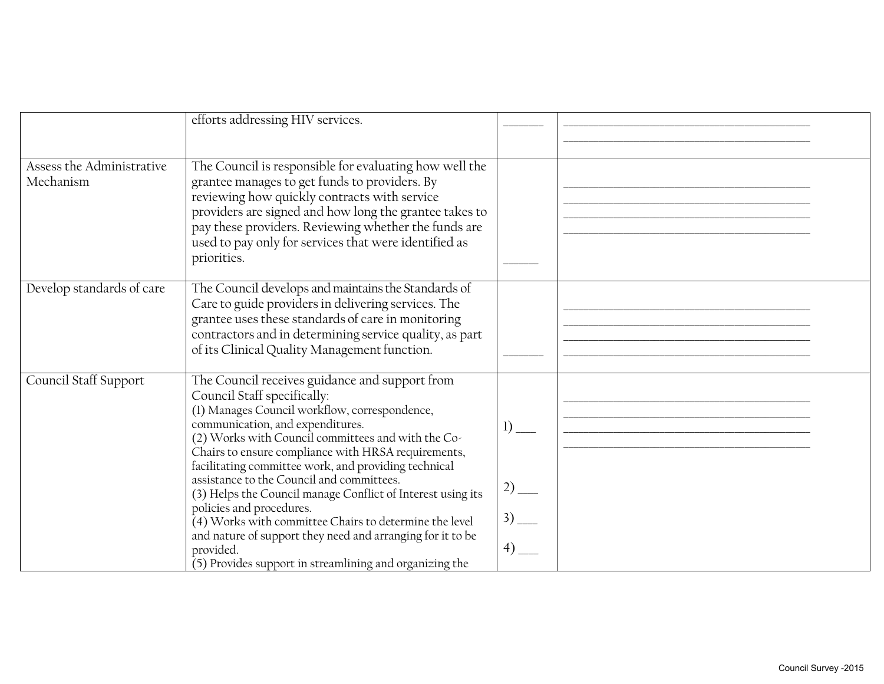| | | | |
|---|---|---|---|
| | efforts addressing HIV services. | ______ | ________________________________________ ________________________________________ |
| Assess the Administrative Mechanism | The Council is responsible for evaluating how well the grantee manages to get funds to providers. By reviewing how quickly contracts with service providers are signed and how long the grantee takes to pay these providers. Reviewing whether the funds are used to pay only for services that were identified as priorities. | ______ | ________________________________________ ________________________________________ ________________________________________ ________________________________________ |
| Develop standards of care | The Council develops and maintains the Standards of Care to guide providers in delivering services. The grantee uses these standards of care in monitoring contractors and in determining service quality, as part of its Clinical Quality Management function. | ______ | ________________________________________ ________________________________________ ________________________________________ ________________________________________ |
| Council Staff Support | The Council receives guidance and support from Council Staff specifically:<br>(1) Manages Council workflow, correspondence, communication, and expenditures.<br>(2) Works with Council committees and with the Co-Chairs to ensure compliance with HRSA requirements, facilitating committee work, and providing technical assistance to the Council and committees.<br>(3) Helps the Council manage Conflict of Interest using its policies and procedures.<br>(4) Works with committee Chairs to determine the level and nature of support they need and arranging for it to be provided.<br>(5) Provides support in streamlining and organizing the | 1) ___<br>2) ___<br>3) ___<br>4) ___ | ________________________________________ ________________________________________ ________________________________________ ________________________________________ |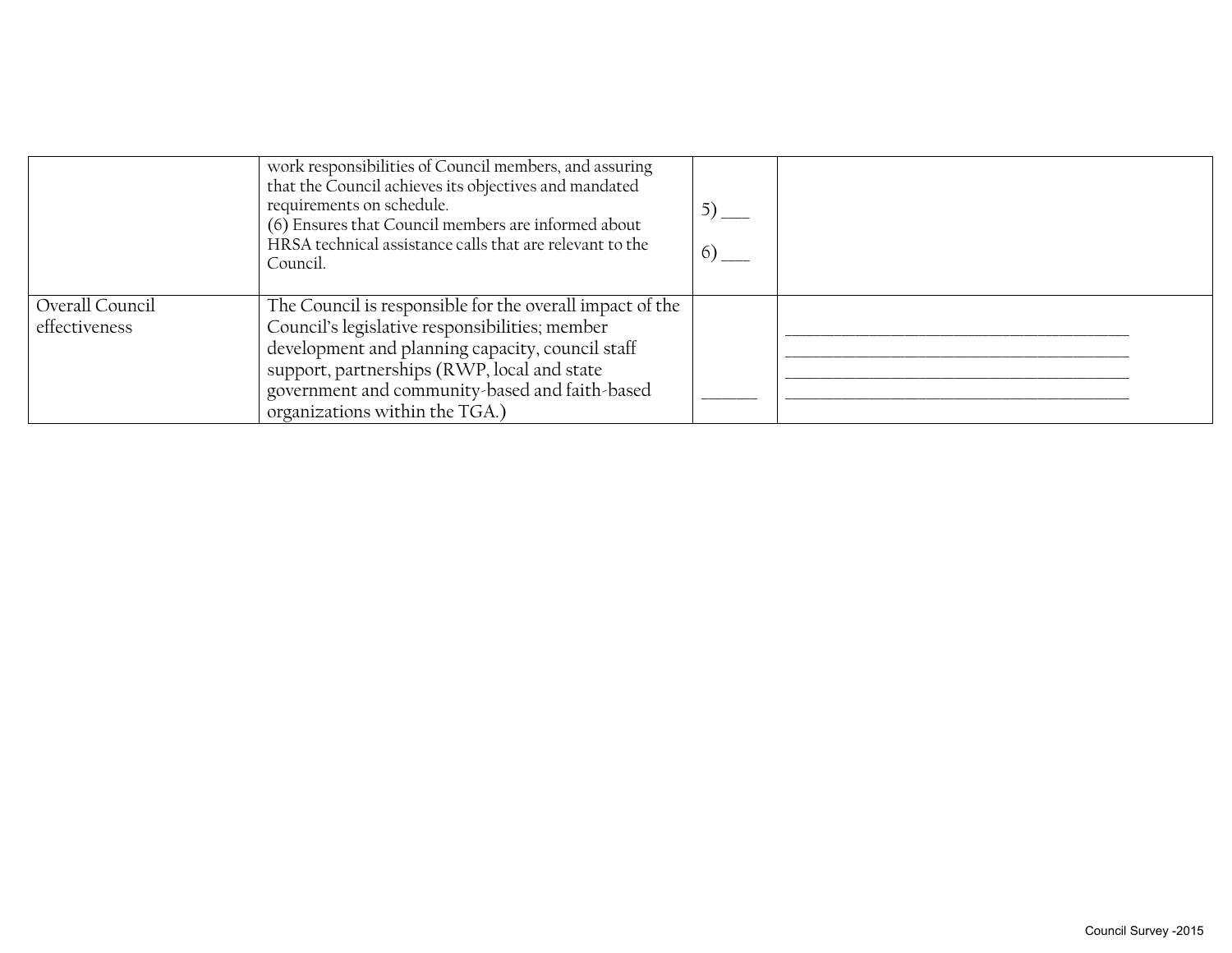| | | | |
|---|---|---|---|
| | work responsibilities of Council members, and assuring that the Council achieves its objectives and mandated requirements on schedule.<br>(6) Ensures that Council members are informed about HRSA technical assistance calls that are relevant to the Council. | 5) ___<br>6) ___ | |
| Overall Council effectiveness | The Council is responsible for the overall impact of the Council's legislative responsibilities; member development and planning capacity, council staff support, partnerships (RWP, local and state government and community-based and faith-based organizations within the TGA.) | ______ | ________________________________________<br>________________________________________<br>________________________________________<br>________________________________________ |